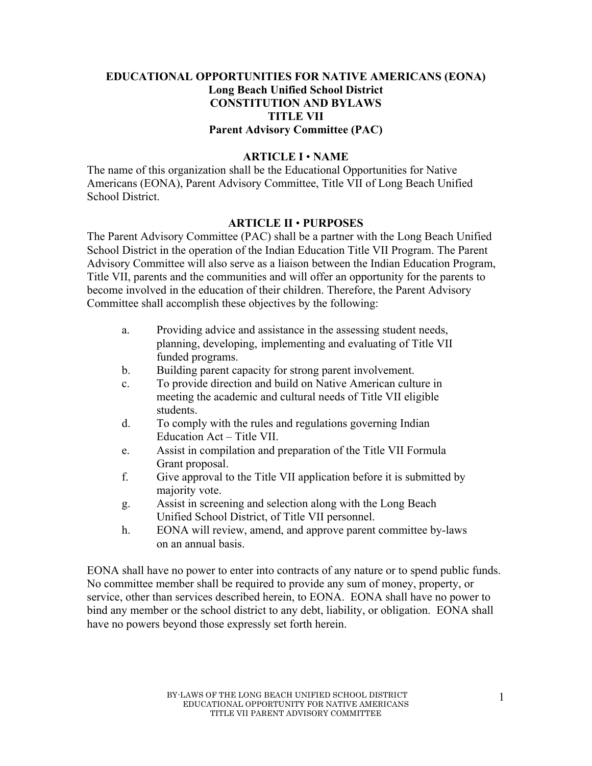# EDUCATIONAL OPPORTUNITIES FOR NATIVE AMERICANS (EONA)
## Long Beach Unified School District
## CONSTITUTION AND BYLAWS
## TITLE VII
## Parent Advisory Committee (PAC)

### ARTICLE I • NAME

The name of this organization shall be the Educational Opportunities for Native Americans (EONA), Parent Advisory Committee, Title VII of Long Beach Unified School District.

### ARTICLE II • PURPOSES

The Parent Advisory Committee (PAC) shall be a partner with the Long Beach Unified School District in the operation of the Indian Education Title VII Program. The Parent Advisory Committee will also serve as a liaison between the Indian Education Program, Title VII, parents and the communities and will offer an opportunity for the parents to become involved in the education of their children. Therefore, the Parent Advisory Committee shall accomplish these objectives by the following:

a. Providing advice and assistance in the assessing student needs, planning, developing, implementing and evaluating of Title VII funded programs.
b. Building parent capacity for strong parent involvement.
c. To provide direction and build on Native American culture in meeting the academic and cultural needs of Title VII eligible students.
d. To comply with the rules and regulations governing Indian Education Act – Title VII.
e. Assist in compilation and preparation of the Title VII Formula Grant proposal.
f. Give approval to the Title VII application before it is submitted by majority vote.
g. Assist in screening and selection along with the Long Beach Unified School District, of Title VII personnel.
h. EONA will review, amend, and approve parent committee by-laws on an annual basis.

EONA shall have no power to enter into contracts of any nature or to spend public funds. No committee member shall be required to provide any sum of money, property, or service, other than services described herein, to EONA. EONA shall have no power to bind any member or the school district to any debt, liability, or obligation. EONA shall have no powers beyond those expressly set forth herein.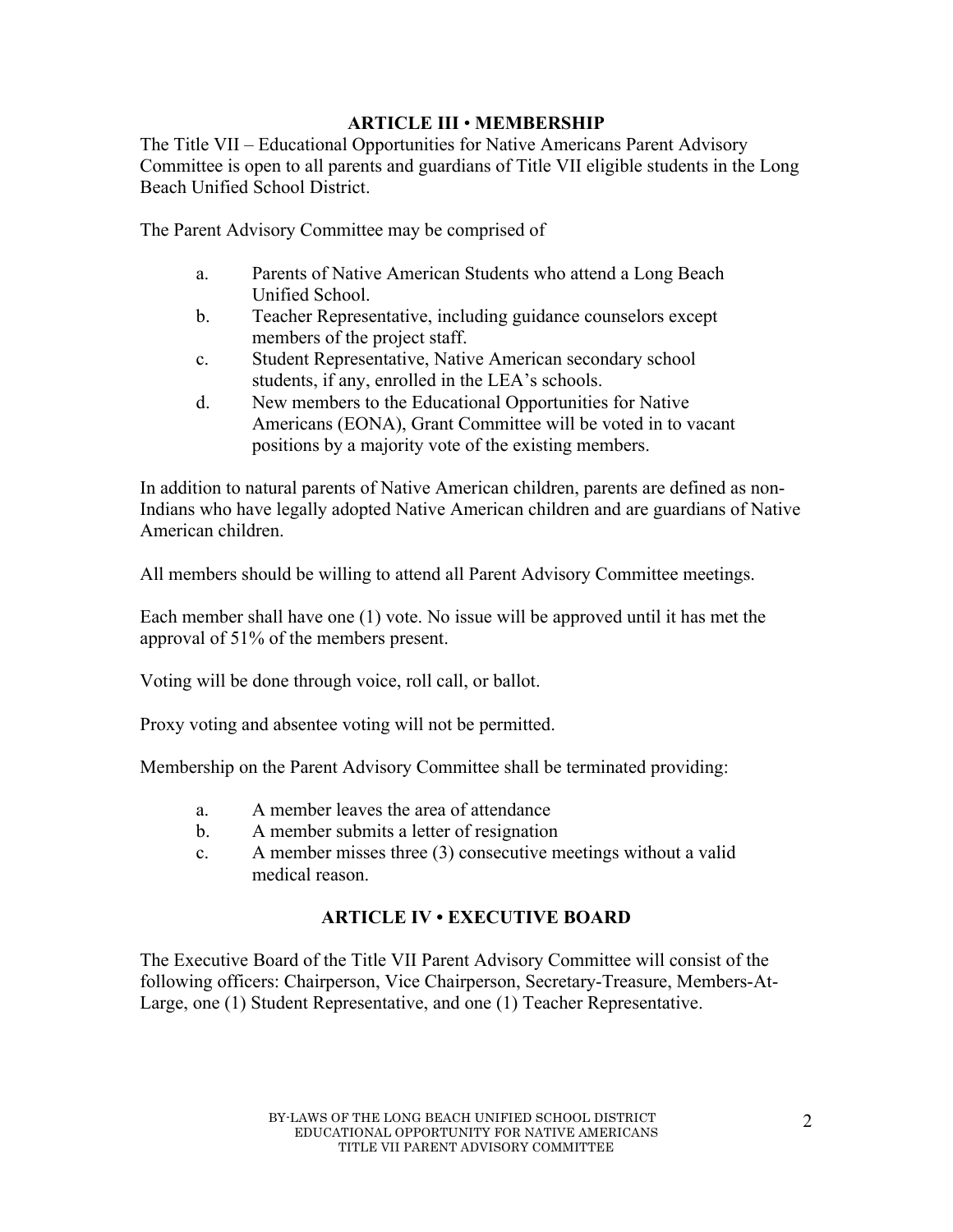## ARTICLE III • MEMBERSHIP

The Title VII – Educational Opportunities for Native Americans Parent Advisory Committee is open to all parents and guardians of Title VII eligible students in the Long Beach Unified School District.

The Parent Advisory Committee may be comprised of

a. Parents of Native American Students who attend a Long Beach Unified School.
b. Teacher Representative, including guidance counselors except members of the project staff.
c. Student Representative, Native American secondary school students, if any, enrolled in the LEA's schools.
d. New members to the Educational Opportunities for Native Americans (EONA), Grant Committee will be voted in to vacant positions by a majority vote of the existing members.

In addition to natural parents of Native American children, parents are defined as non-Indians who have legally adopted Native American children and are guardians of Native American children.

All members should be willing to attend all Parent Advisory Committee meetings.

Each member shall have one (1) vote. No issue will be approved until it has met the approval of 51% of the members present.

Voting will be done through voice, roll call, or ballot.

Proxy voting and absentee voting will not be permitted.

Membership on the Parent Advisory Committee shall be terminated providing:

a. A member leaves the area of attendance
b. A member submits a letter of resignation
c. A member misses three (3) consecutive meetings without a valid medical reason.

## ARTICLE IV • EXECUTIVE BOARD

The Executive Board of the Title VII Parent Advisory Committee will consist of the following officers: Chairperson, Vice Chairperson, Secretary-Treasure, Members-At-Large, one (1) Student Representative, and one (1) Teacher Representative.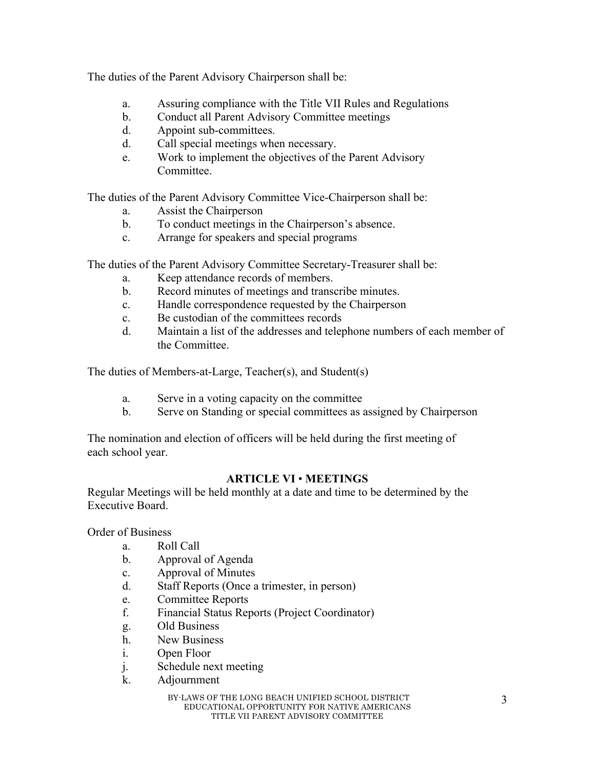The duties of the Parent Advisory Chairperson shall be:

a. Assuring compliance with the Title VII Rules and Regulations
b. Conduct all Parent Advisory Committee meetings
d. Appoint sub-committees.
d. Call special meetings when necessary.
e. Work to implement the objectives of the Parent Advisory Committee.

The duties of the Parent Advisory Committee Vice-Chairperson shall be:

a. Assist the Chairperson
b. To conduct meetings in the Chairperson's absence.
c. Arrange for speakers and special programs

The duties of the Parent Advisory Committee Secretary-Treasurer shall be:

a. Keep attendance records of members.
b. Record minutes of meetings and transcribe minutes.
c. Handle correspondence requested by the Chairperson
c. Be custodian of the committees records
d. Maintain a list of the addresses and telephone numbers of each member of the Committee.

The duties of Members-at-Large, Teacher(s), and Student(s)

a. Serve in a voting capacity on the committee
b. Serve on Standing or special committees as assigned by Chairperson

The nomination and election of officers will be held during the first meeting of each school year.

## ARTICLE VI • MEETINGS

Regular Meetings will be held monthly at a date and time to be determined by the Executive Board.

Order of Business

a. Roll Call
b. Approval of Agenda
c. Approval of Minutes
d. Staff Reports (Once a trimester, in person)
e. Committee Reports
f. Financial Status Reports (Project Coordinator)
g. Old Business
h. New Business
i. Open Floor
j. Schedule next meeting
k. Adjournment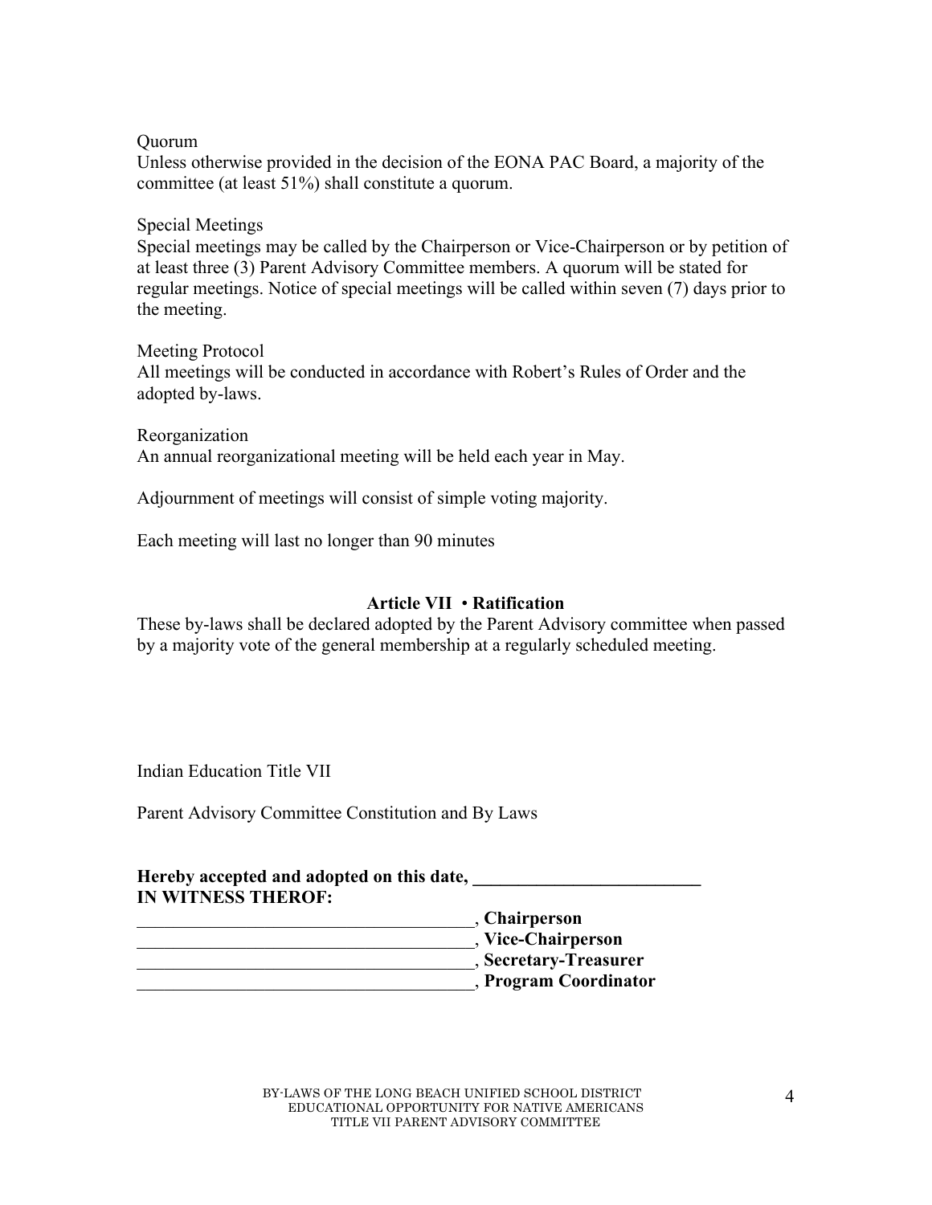Quorum

Unless otherwise provided in the decision of the EONA PAC Board, a majority of the committee (at least 51%) shall constitute a quorum.

Special Meetings

Special meetings may be called by the Chairperson or Vice-Chairperson or by petition of at least three (3) Parent Advisory Committee members. A quorum will be stated for regular meetings. Notice of special meetings will be called within seven (7) days prior to the meeting.

Meeting Protocol

All meetings will be conducted in accordance with Robert's Rules of Order and the adopted by-laws.

Reorganization

An annual reorganizational meeting will be held each year in May.

Adjournment of meetings will consist of simple voting majority.

Each meeting will last no longer than 90 minutes

## Article VII • Ratification

These by-laws shall be declared adopted by the Parent Advisory committee when passed by a majority vote of the general membership at a regularly scheduled meeting.

Indian Education Title VII

Parent Advisory Committee Constitution and By Laws

**Hereby accepted and adopted on this date, _________________________**
**IN WITNESS THEROF:**

______________________________________, **Chairperson**
______________________________________, **Vice-Chairperson**
______________________________________, **Secretary-Treasurer**
______________________________________, **Program Coordinator**